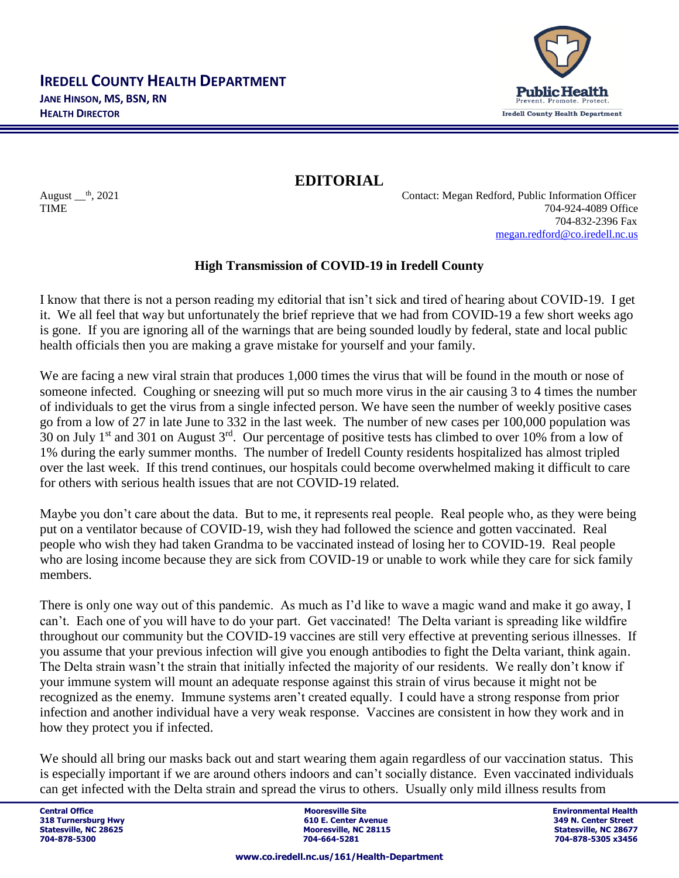**IREDELL COUNTY HEALTH DEPARTMENT**
**JANE HINSON, MS, BSN, RN**
**HEALTH DIRECTOR**

# EDITORIAL

August __th, 2021
TIME

Contact: Megan Redford, Public Information Officer
704-924-4089 Office
704-832-2396 Fax
megan.redford@co.iredell.nc.us

## High Transmission of COVID-19 in Iredell County

I know that there is not a person reading my editorial that isn't sick and tired of hearing about COVID-19. I get it. We all feel that way but unfortunately the brief reprieve that we had from COVID-19 a few short weeks ago is gone. If you are ignoring all of the warnings that are being sounded loudly by federal, state and local public health officials then you are making a grave mistake for yourself and your family.

We are facing a new viral strain that produces 1,000 times the virus that will be found in the mouth or nose of someone infected. Coughing or sneezing will put so much more virus in the air causing 3 to 4 times the number of individuals to get the virus from a single infected person. We have seen the number of weekly positive cases go from a low of 27 in late June to 332 in the last week. The number of new cases per 100,000 population was 30 on July 1st and 301 on August 3rd. Our percentage of positive tests has climbed to over 10% from a low of 1% during the early summer months. The number of Iredell County residents hospitalized has almost tripled over the last week. If this trend continues, our hospitals could become overwhelmed making it difficult to care for others with serious health issues that are not COVID-19 related.

Maybe you don't care about the data. But to me, it represents real people. Real people who, as they were being put on a ventilator because of COVID-19, wish they had followed the science and gotten vaccinated. Real people who wish they had taken Grandma to be vaccinated instead of losing her to COVID-19. Real people who are losing income because they are sick from COVID-19 or unable to work while they care for sick family members.

There is only one way out of this pandemic. As much as I'd like to wave a magic wand and make it go away, I can't. Each one of you will have to do your part. Get vaccinated! The Delta variant is spreading like wildfire throughout our community but the COVID-19 vaccines are still very effective at preventing serious illnesses. If you assume that your previous infection will give you enough antibodies to fight the Delta variant, think again. The Delta strain wasn't the strain that initially infected the majority of our residents. We really don't know if your immune system will mount an adequate response against this strain of virus because it might not be recognized as the enemy. Immune systems aren't created equally. I could have a strong response from prior infection and another individual have a very weak response. Vaccines are consistent in how they work and in how they protect you if infected.

We should all bring our masks back out and start wearing them again regardless of our vaccination status. This is especially important if we are around others indoors and can't socially distance. Even vaccinated individuals can get infected with the Delta strain and spread the virus to others. Usually only mild illness results from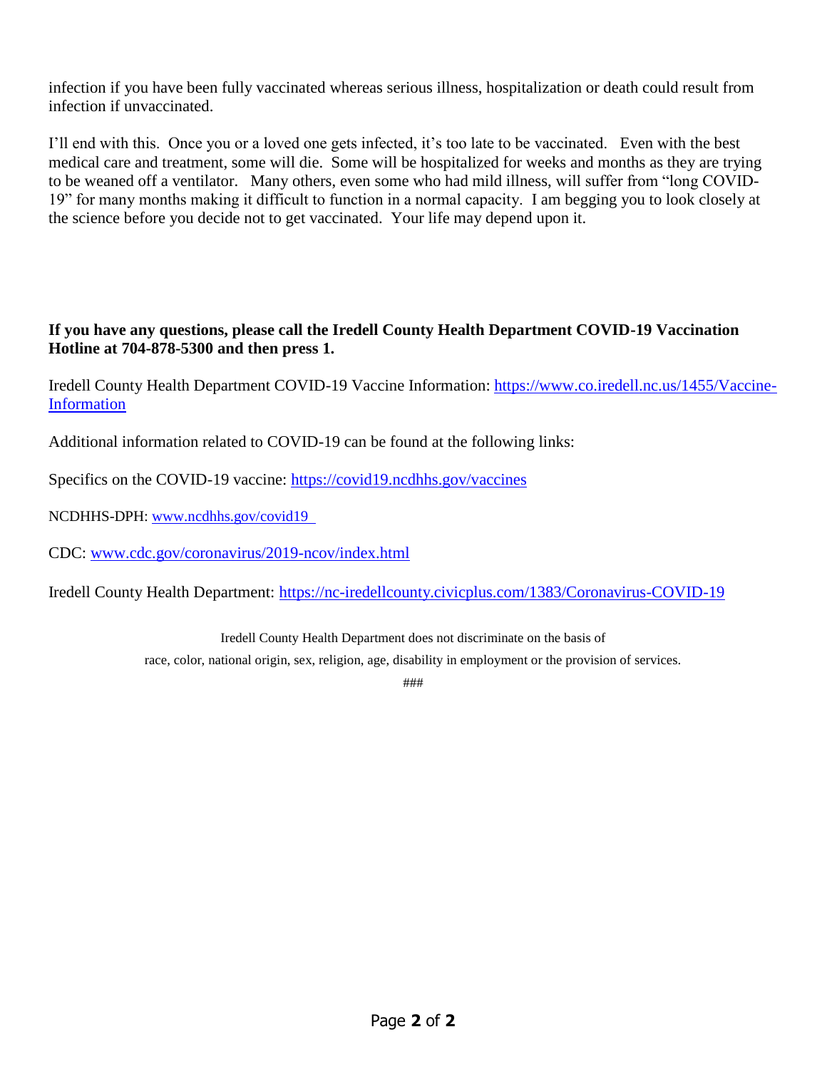infection if you have been fully vaccinated whereas serious illness, hospitalization or death could result from infection if unvaccinated.

I'll end with this. Once you or a loved one gets infected, it's too late to be vaccinated. Even with the best medical care and treatment, some will die. Some will be hospitalized for weeks and months as they are trying to be weaned off a ventilator. Many others, even some who had mild illness, will suffer from "long COVID-19" for many months making it difficult to function in a normal capacity. I am begging you to look closely at the science before you decide not to get vaccinated. Your life may depend upon it.

**If you have any questions, please call the Iredell County Health Department COVID-19 Vaccination Hotline at 704-878-5300 and then press 1.**

Iredell County Health Department COVID-19 Vaccine Information: [https://www.co.iredell.nc.us/1455/Vaccine-Information](https://www.co.iredell.nc.us/1455/Vaccine-Information)

Additional information related to COVID-19 can be found at the following links:

Specifics on the COVID-19 vaccine: [https://covid19.ncdhhs.gov/vaccines](https://covid19.ncdhhs.gov/vaccines)

NCDHHS-DPH: [www.ncdhhs.gov/covid19](http://www.ncdhhs.gov/covid19)

CDC: [www.cdc.gov/coronavirus/2019-ncov/index.html](http://www.cdc.gov/coronavirus/2019-ncov/index.html)

Iredell County Health Department: [https://nc-iredellcounty.civicplus.com/1383/Coronavirus-COVID-19](https://nc-iredellcounty.civicplus.com/1383/Coronavirus-COVID-19)

Iredell County Health Department does not discriminate on the basis of race, color, national origin, sex, religion, age, disability in employment or the provision of services.

###